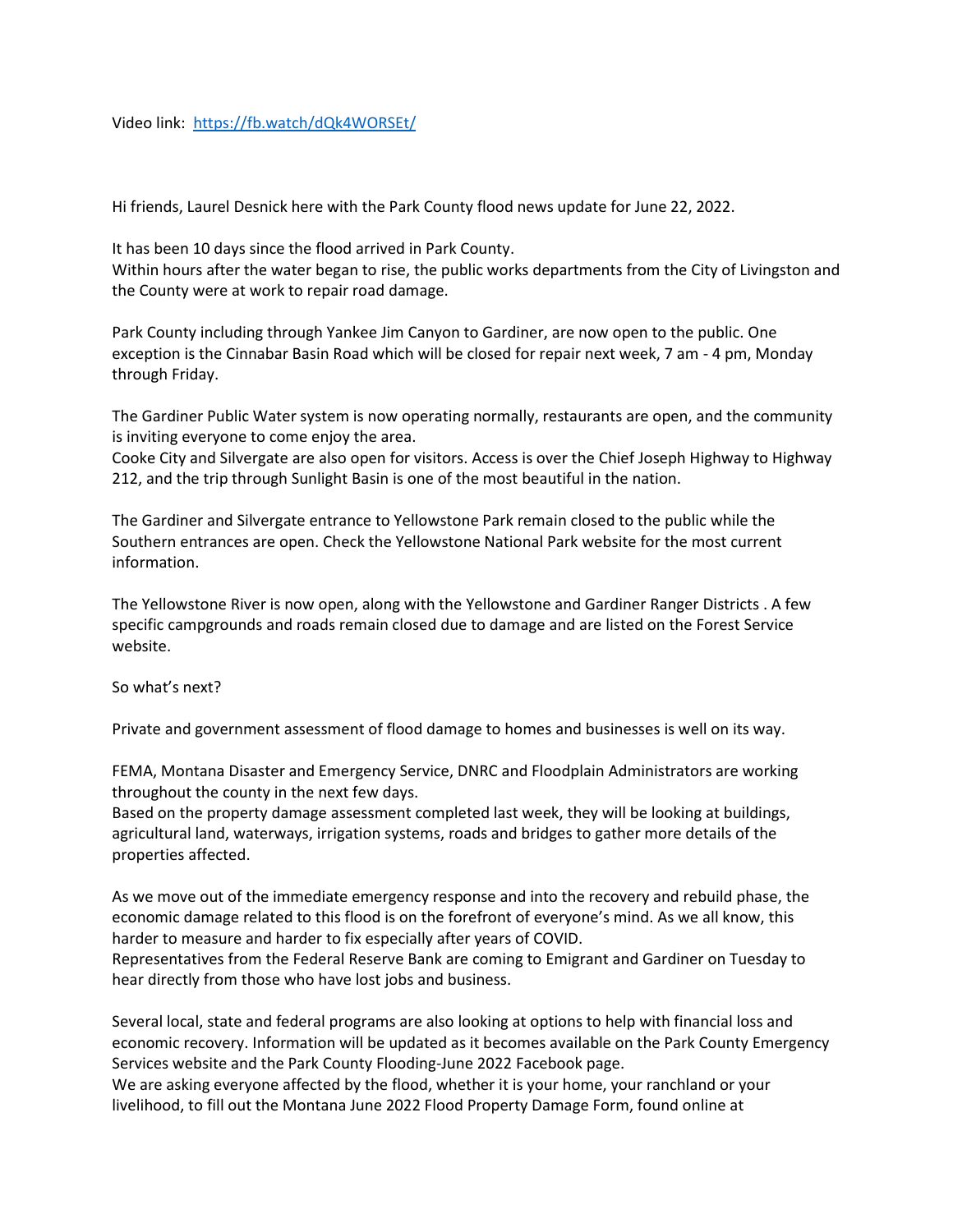Video link: [https://fb.watch/dQk4WORSEt/](https://fb.watch/dQk4WORSEt/)

Hi friends, Laurel Desnick here with the Park County flood news update for June 22, 2022.

It has been 10 days since the flood arrived in Park County.
Within hours after the water began to rise, the public works departments from the City of Livingston and the County were at work to repair road damage.

Park County including through Yankee Jim Canyon to Gardiner, are now open to the public. One exception is the Cinnabar Basin Road which will be closed for repair next week, 7 am - 4 pm, Monday through Friday.

The Gardiner Public Water system is now operating normally, restaurants are open, and the community is inviting everyone to come enjoy the area.
Cooke City and Silvergate are also open for visitors. Access is over the Chief Joseph Highway to Highway 212, and the trip through Sunlight Basin is one of the most beautiful in the nation.

The Gardiner and Silvergate entrance to Yellowstone Park remain closed to the public while the Southern entrances are open. Check the Yellowstone National Park website for the most current information.

The Yellowstone River is now open, along with the Yellowstone and Gardiner Ranger Districts . A few specific campgrounds and roads remain closed due to damage and are listed on the Forest Service website.

So what's next?

Private and government assessment of flood damage to homes and businesses is well on its way.

FEMA, Montana Disaster and Emergency Service, DNRC and Floodplain Administrators are working throughout the county in the next few days.
Based on the property damage assessment completed last week, they will be looking at buildings, agricultural land, waterways, irrigation systems, roads and bridges to gather more details of the properties affected.

As we move out of the immediate emergency response and into the recovery and rebuild phase, the economic damage related to this flood is on the forefront of everyone's mind. As we all know, this harder to measure and harder to fix especially after years of COVID.
Representatives from the Federal Reserve Bank are coming to Emigrant and Gardiner on Tuesday to hear directly from those who have lost jobs and business.

Several local, state and federal programs are also looking at options to help with financial loss and economic recovery. Information will be updated as it becomes available on the Park County Emergency Services website and the Park County Flooding-June 2022 Facebook page.
We are asking everyone affected by the flood, whether it is your home, your ranchland or your livelihood, to fill out the Montana June 2022 Flood Property Damage Form, found online at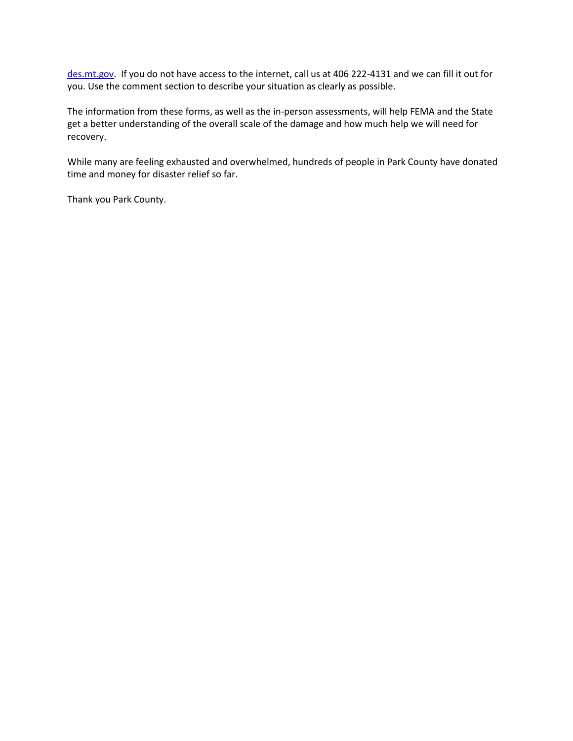[des.mt.gov](des.mt.gov). If you do not have access to the internet, call us at 406 222-4131 and we can fill it out for you. Use the comment section to describe your situation as clearly as possible.

The information from these forms, as well as the in-person assessments, will help FEMA and the State get a better understanding of the overall scale of the damage and how much help we will need for recovery.

While many are feeling exhausted and overwhelmed, hundreds of people in Park County have donated time and money for disaster relief so far.

Thank you Park County.